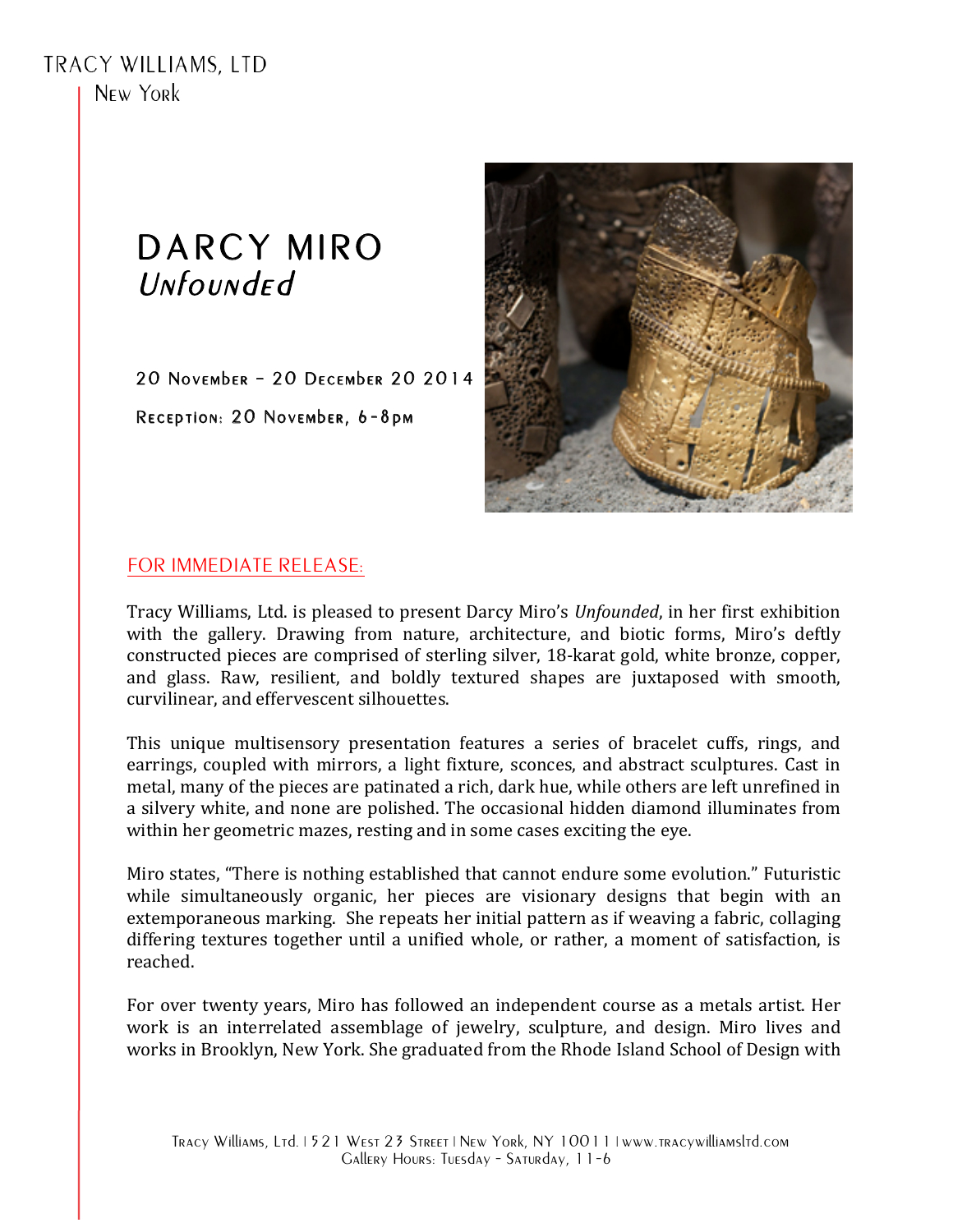TRACY WILLIAMS, LTD
New York

# DARCY MIRO
## *Unfounded*

20 November – 20 December 20 2014

Reception: 20 November, 6-8pm

FOR IMMEDIATE RELEASE:

Tracy Williams, Ltd. is pleased to present Darcy Miro's *Unfounded*, in her first exhibition with the gallery. Drawing from nature, architecture, and biotic forms, Miro's deftly constructed pieces are comprised of sterling silver, 18-karat gold, white bronze, copper, and glass. Raw, resilient, and boldly textured shapes are juxtaposed with smooth, curvilinear, and effervescent silhouettes.

This unique multisensory presentation features a series of bracelet cuffs, rings, and earrings, coupled with mirrors, a light fixture, sconces, and abstract sculptures. Cast in metal, many of the pieces are patinated a rich, dark hue, while others are left unrefined in a silvery white, and none are polished. The occasional hidden diamond illuminates from within her geometric mazes, resting and in some cases exciting the eye.

Miro states, "There is nothing established that cannot endure some evolution." Futuristic while simultaneously organic, her pieces are visionary designs that begin with an extemporaneous marking. She repeats her initial pattern as if weaving a fabric, collaging differing textures together until a unified whole, or rather, a moment of satisfaction, is reached.

For over twenty years, Miro has followed an independent course as a metals artist. Her work is an interrelated assemblage of jewelry, sculpture, and design. Miro lives and works in Brooklyn, New York. She graduated from the Rhode Island School of Design with

Tracy Williams, Ltd. | 521 West 23 Street | New York, NY 10011 | www.tracywilliamsltd.com
Gallery Hours: Tuesday – Saturday, 11-6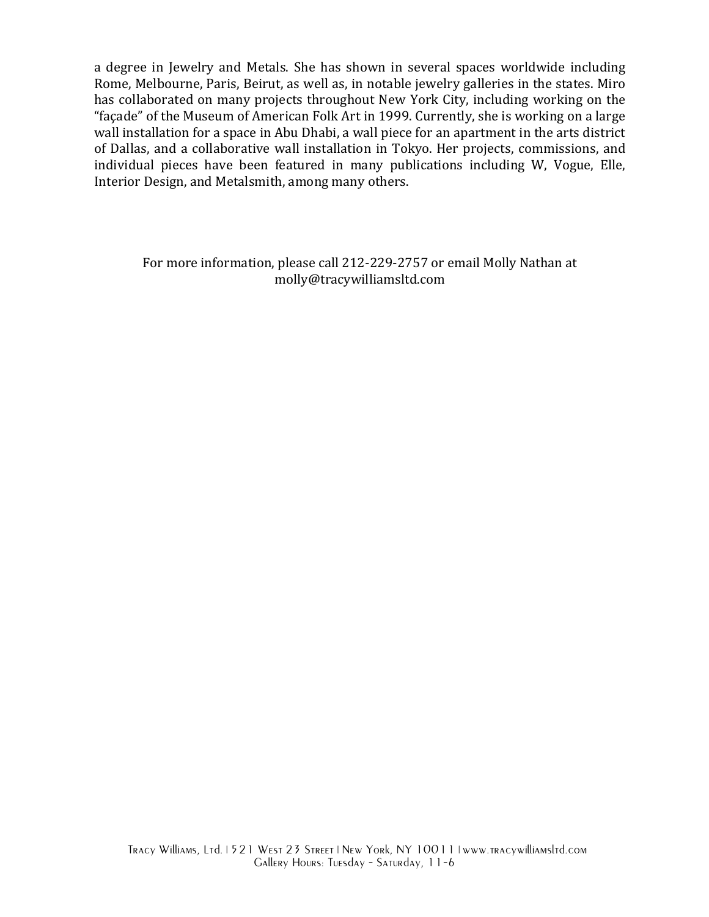a degree in Jewelry and Metals. She has shown in several spaces worldwide including Rome, Melbourne, Paris, Beirut, as well as, in notable jewelry galleries in the states. Miro has collaborated on many projects throughout New York City, including working on the "façade" of the Museum of American Folk Art in 1999. Currently, she is working on a large wall installation for a space in Abu Dhabi, a wall piece for an apartment in the arts district of Dallas, and a collaborative wall installation in Tokyo. Her projects, commissions, and individual pieces have been featured in many publications including W, Vogue, Elle, Interior Design, and Metalsmith, among many others.

For more information, please call 212-229-2757 or email Molly Nathan at molly@tracywilliamsltd.com

Tracy Williams, Ltd. | 521 West 23 Street | New York, NY 10011 | www.tracywilliamsltd.com
Gallery Hours: Tuesday - Saturday, 11-6